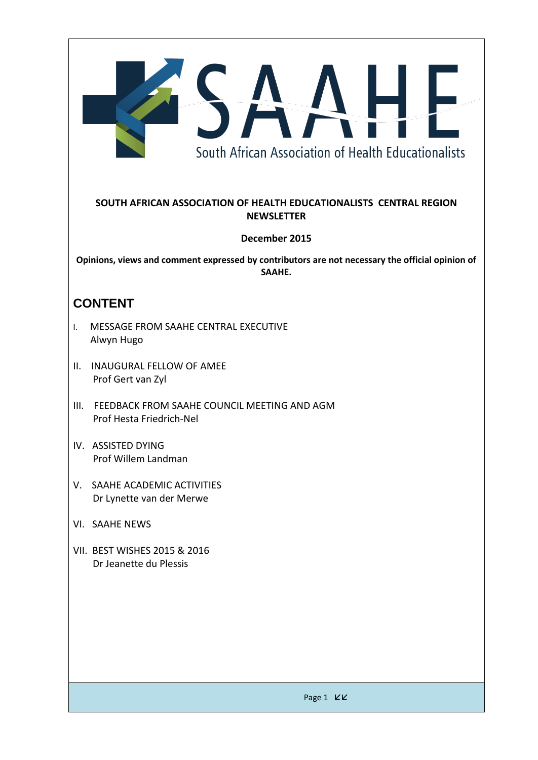SAAHE

South African Association of Health Educationalists

**SOUTH AFRICAN ASSOCIATION OF HEALTH EDUCATIONALISTS CENTRAL REGION NEWSLETTER**

**December 2015**

**Opinions, views and comment expressed by contributors are not necessary the official opinion of SAAHE.**

## CONTENT

I. MESSAGE FROM SAAHE CENTRAL EXECUTIVE
   Alwyn Hugo

II. INAUGURAL FELLOW OF AMEE
   Prof Gert van Zyl

III. FEEDBACK FROM SAAHE COUNCIL MEETING AND AGM
   Prof Hesta Friedrich-Nel

IV. ASSISTED DYING
   Prof Willem Landman

V. SAAHE ACADEMIC ACTIVITIES
   Dr Lynette van der Merwe

VI. SAAHE NEWS

VII. BEST WISHES 2015 & 2016
   Dr Jeanette du Plessis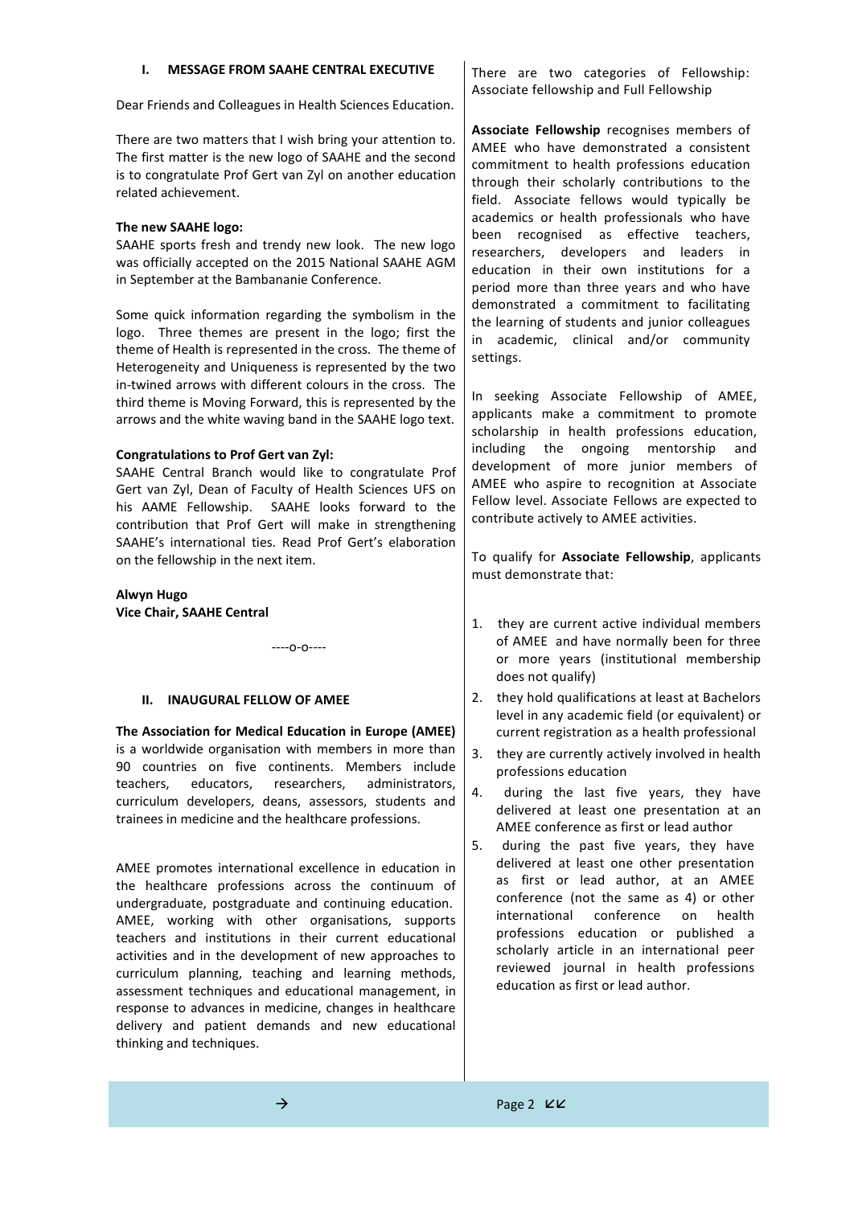## I. MESSAGE FROM SAAHE CENTRAL EXECUTIVE

Dear Friends and Colleagues in Health Sciences Education.

There are two matters that I wish bring your attention to. The first matter is the new logo of SAAHE and the second is to congratulate Prof Gert van Zyl on another education related achievement.

**The new SAAHE logo:**
SAAHE sports fresh and trendy new look. The new logo was officially accepted on the 2015 National SAAHE AGM in September at the Bambananie Conference.

Some quick information regarding the symbolism in the logo. Three themes are present in the logo; first the theme of Health is represented in the cross. The theme of Heterogeneity and Uniqueness is represented by the two in-twined arrows with different colours in the cross. The third theme is Moving Forward, this is represented by the arrows and the white waving band in the SAAHE logo text.

**Congratulations to Prof Gert van Zyl:**
SAAHE Central Branch would like to congratulate Prof Gert van Zyl, Dean of Faculty of Health Sciences UFS on his AAME Fellowship. SAAHE looks forward to the contribution that Prof Gert will make in strengthening SAAHE's international ties. Read Prof Gert's elaboration on the fellowship in the next item.

**Alwyn Hugo**
**Vice Chair, SAAHE Central**

----o-o----

## II. INAUGURAL FELLOW OF AMEE

**The Association for Medical Education in Europe (AMEE)** is a worldwide organisation with members in more than 90 countries on five continents. Members include teachers, educators, researchers, administrators, curriculum developers, deans, assessors, students and trainees in medicine and the healthcare professions.

AMEE promotes international excellence in education in the healthcare professions across the continuum of undergraduate, postgraduate and continuing education. AMEE, working with other organisations, supports teachers and institutions in their current educational activities and in the development of new approaches to curriculum planning, teaching and learning methods, assessment techniques and educational management, in response to advances in medicine, changes in healthcare delivery and patient demands and new educational thinking and techniques.

There are two categories of Fellowship: Associate fellowship and Full Fellowship

**Associate Fellowship** recognises members of AMEE who have demonstrated a consistent commitment to health professions education through their scholarly contributions to the field. Associate fellows would typically be academics or health professionals who have been recognised as effective teachers, researchers, developers and leaders in education in their own institutions for a period more than three years and who have demonstrated a commitment to facilitating the learning of students and junior colleagues in academic, clinical and/or community settings.

In seeking Associate Fellowship of AMEE, applicants make a commitment to promote scholarship in health professions education, including the ongoing mentorship and development of more junior members of AMEE who aspire to recognition at Associate Fellow level. Associate Fellows are expected to contribute actively to AMEE activities.

To qualify for **Associate Fellowship**, applicants must demonstrate that:

1. they are current active individual members of AMEE and have normally been for three or more years (institutional membership does not qualify)
2. they hold qualifications at least at Bachelors level in any academic field (or equivalent) or current registration as a health professional
3. they are currently actively involved in health professions education
4. during the last five years, they have delivered at least one presentation at an AMEE conference as first or lead author
5. during the past five years, they have delivered at least one other presentation as first or lead author, at an AMEE conference (not the same as 4) or other international conference on health professions education or published a scholarly article in an international peer reviewed journal in health professions education as first or lead author.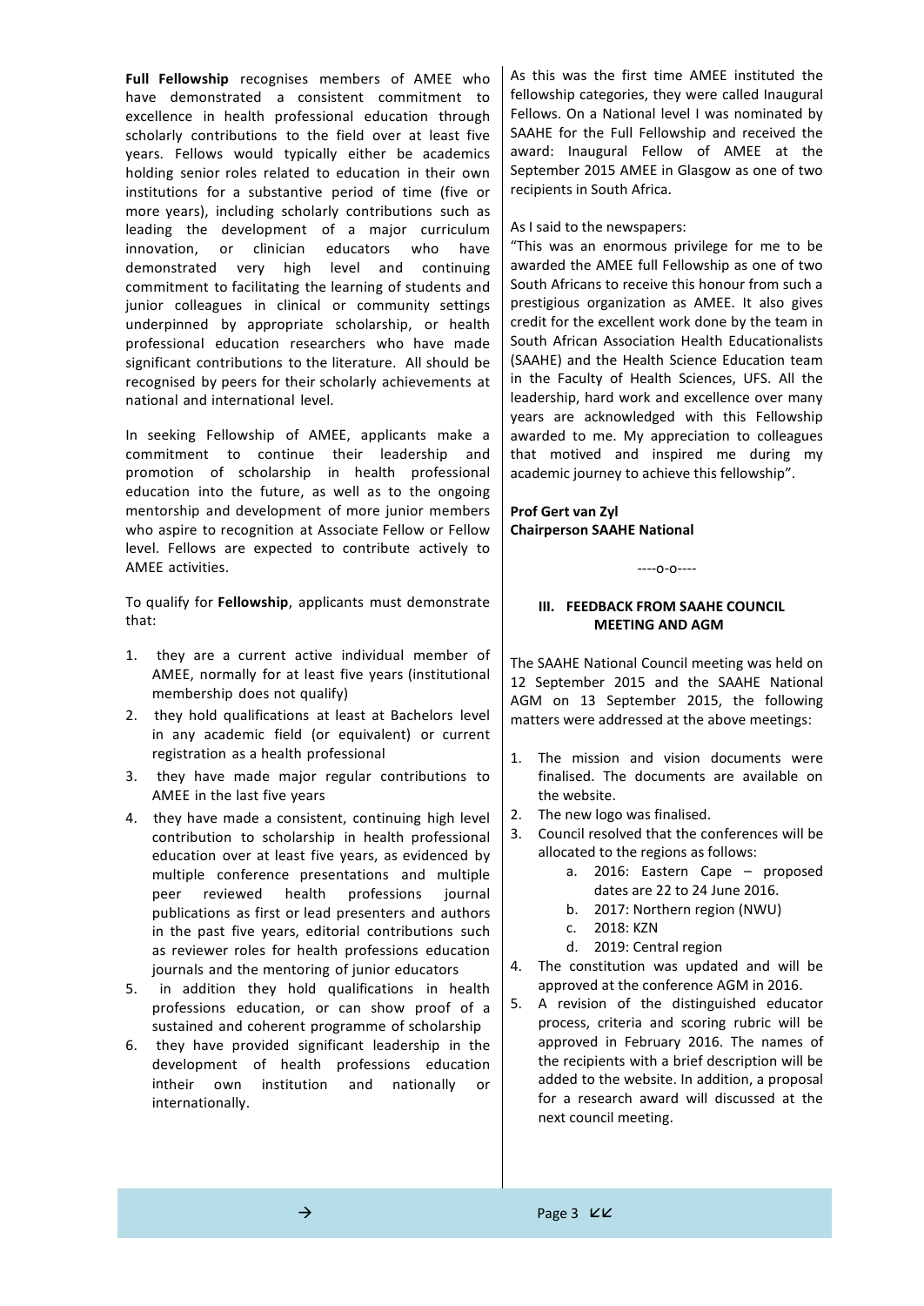**Full Fellowship** recognises members of AMEE who have demonstrated a consistent commitment to excellence in health professional education through scholarly contributions to the field over at least five years. Fellows would typically either be academics holding senior roles related to education in their own institutions for a substantive period of time (five or more years), including scholarly contributions such as leading the development of a major curriculum innovation, or clinician educators who have demonstrated very high level and continuing commitment to facilitating the learning of students and junior colleagues in clinical or community settings underpinned by appropriate scholarship, or health professional education researchers who have made significant contributions to the literature. All should be recognised by peers for their scholarly achievements at national and international level.

In seeking Fellowship of AMEE, applicants make a commitment to continue their leadership and promotion of scholarship in health professional education into the future, as well as to the ongoing mentorship and development of more junior members who aspire to recognition at Associate Fellow or Fellow level. Fellows are expected to contribute actively to AMEE activities.

To qualify for **Fellowship**, applicants must demonstrate that:

1. they are a current active individual member of AMEE, normally for at least five years (institutional membership does not qualify)
2. they hold qualifications at least at Bachelors level in any academic field (or equivalent) or current registration as a health professional
3. they have made major regular contributions to AMEE in the last five years
4. they have made a consistent, continuing high level contribution to scholarship in health professional education over at least five years, as evidenced by multiple conference presentations and multiple peer reviewed health professions journal publications as first or lead presenters and authors in the past five years, editorial contributions such as reviewer roles for health professions education journals and the mentoring of junior educators
5. in addition they hold qualifications in health professions education, or can show proof of a sustained and coherent programme of scholarship
6. they have provided significant leadership in the development of health professions education intheir own institution and nationally or internationally.

As this was the first time AMEE instituted the fellowship categories, they were called Inaugural Fellows. On a National level I was nominated by SAAHE for the Full Fellowship and received the award: Inaugural Fellow of AMEE at the September 2015 AMEE in Glasgow as one of two recipients in South Africa.

As I said to the newspapers:

"This was an enormous privilege for me to be awarded the AMEE full Fellowship as one of two South Africans to receive this honour from such a prestigious organization as AMEE. It also gives credit for the excellent work done by the team in South African Association Health Educationalists (SAAHE) and the Health Science Education team in the Faculty of Health Sciences, UFS. All the leadership, hard work and excellence over many years are acknowledged with this Fellowship awarded to me. My appreciation to colleagues that motived and inspired me during my academic journey to achieve this fellowship".

**Prof Gert van Zyl**
**Chairperson SAAHE National**

----o-o----

## III. FEEDBACK FROM SAAHE COUNCIL MEETING AND AGM

The SAAHE National Council meeting was held on 12 September 2015 and the SAAHE National AGM on 13 September 2015, the following matters were addressed at the above meetings:

1. The mission and vision documents were finalised. The documents are available on the website.
2. The new logo was finalised.
3. Council resolved that the conferences will be allocated to the regions as follows:
   a. 2016: Eastern Cape – proposed dates are 22 to 24 June 2016.
   b. 2017: Northern region (NWU)
   c. 2018: KZN
   d. 2019: Central region
4. The constitution was updated and will be approved at the conference AGM in 2016.
5. A revision of the distinguished educator process, criteria and scoring rubric will be approved in February 2016. The names of the recipients with a brief description will be added to the website. In addition, a proposal for a research award will discussed at the next council meeting.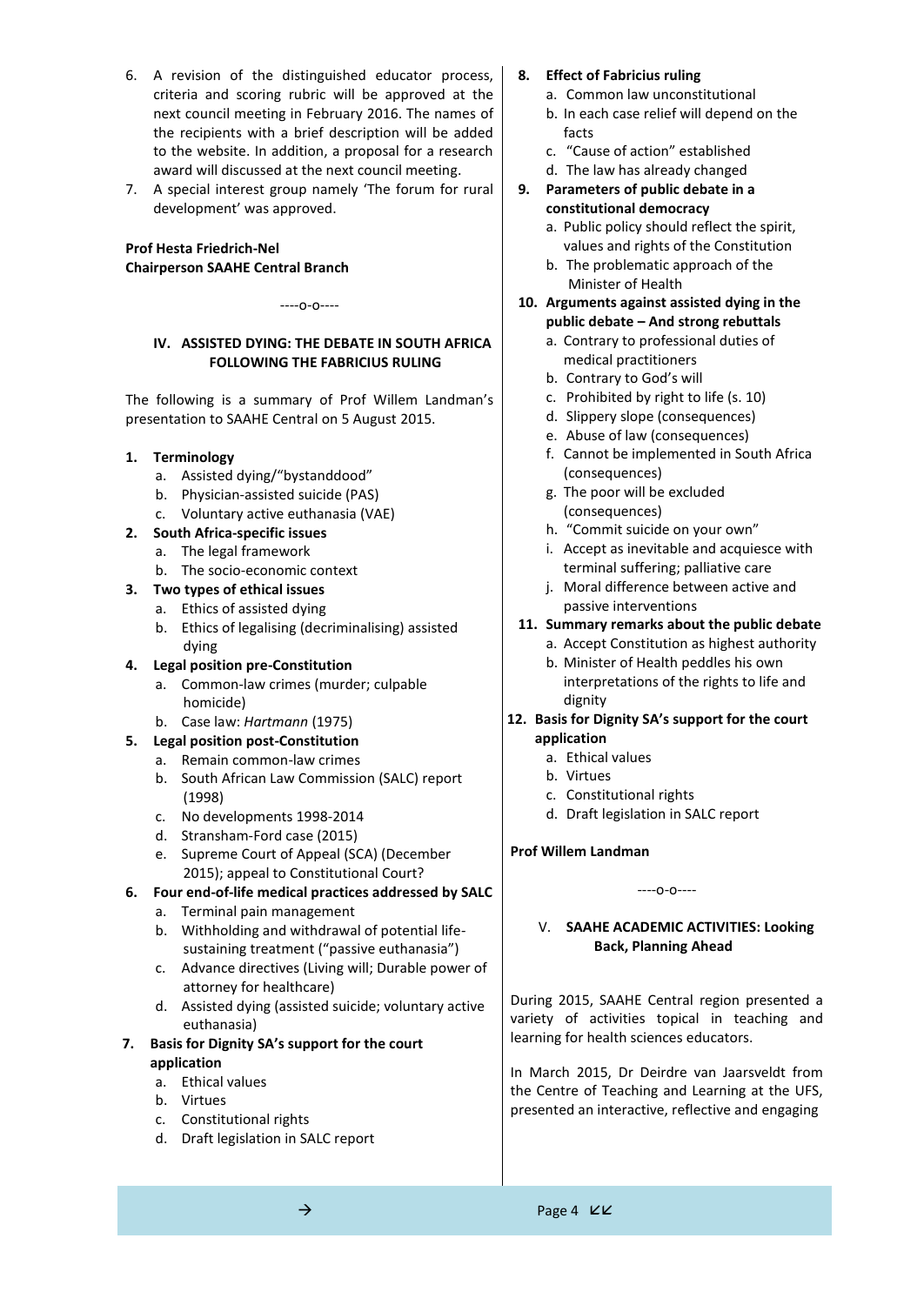6. A revision of the distinguished educator process, criteria and scoring rubric will be approved at the next council meeting in February 2016. The names of the recipients with a brief description will be added to the website. In addition, a proposal for a research award will discussed at the next council meeting.
7. A special interest group namely 'The forum for rural development' was approved.

**Prof Hesta Friedrich-Nel**
**Chairperson SAAHE Central Branch**

----o-o----

## IV. ASSISTED DYING: THE DEBATE IN SOUTH AFRICA FOLLOWING THE FABRICIUS RULING

The following is a summary of Prof Willem Landman's presentation to SAAHE Central on 5 August 2015.

1. **Terminology**
   a. Assisted dying/"bystanddood"
   b. Physician-assisted suicide (PAS)
   c. Voluntary active euthanasia (VAE)
2. **South Africa-specific issues**
   a. The legal framework
   b. The socio-economic context
3. **Two types of ethical issues**
   a. Ethics of assisted dying
   b. Ethics of legalising (decriminalising) assisted dying
4. **Legal position pre-Constitution**
   a. Common-law crimes (murder; culpable homicide)
   b. Case law: *Hartmann* (1975)
5. **Legal position post-Constitution**
   a. Remain common-law crimes
   b. South African Law Commission (SALC) report (1998)
   c. No developments 1998-2014
   d. Stransham-Ford case (2015)
   e. Supreme Court of Appeal (SCA) (December 2015); appeal to Constitutional Court?
6. **Four end-of-life medical practices addressed by SALC**
   a. Terminal pain management
   b. Withholding and withdrawal of potential life-sustaining treatment ("passive euthanasia")
   c. Advance directives (Living will; Durable power of attorney for healthcare)
   d. Assisted dying (assisted suicide; voluntary active euthanasia)
7. **Basis for Dignity SA's support for the court application**
   a. Ethical values
   b. Virtues
   c. Constitutional rights
   d. Draft legislation in SALC report
8. **Effect of Fabricius ruling**
   a. Common law unconstitutional
   b. In each case relief will depend on the facts
   c. "Cause of action" established
   d. The law has already changed
9. **Parameters of public debate in a constitutional democracy**
   a. Public policy should reflect the spirit, values and rights of the Constitution
   b. The problematic approach of the Minister of Health
10. **Arguments against assisted dying in the public debate – And strong rebuttals**
    a. Contrary to professional duties of medical practitioners
    b. Contrary to God's will
    c. Prohibited by right to life (s. 10)
    d. Slippery slope (consequences)
    e. Abuse of law (consequences)
    f. Cannot be implemented in South Africa (consequences)
    g. The poor will be excluded (consequences)
    h. "Commit suicide on your own"
    i. Accept as inevitable and acquiesce with terminal suffering; palliative care
    j. Moral difference between active and passive interventions
11. **Summary remarks about the public debate**
    a. Accept Constitution as highest authority
    b. Minister of Health peddles his own interpretations of the rights to life and dignity
12. **Basis for Dignity SA's support for the court application**
    a. Ethical values
    b. Virtues
    c. Constitutional rights
    d. Draft legislation in SALC report

**Prof Willem Landman**

----o-o----

## V. SAAHE ACADEMIC ACTIVITIES: Looking Back, Planning Ahead

During 2015, SAAHE Central region presented a variety of activities topical in teaching and learning for health sciences educators.

In March 2015, Dr Deirdre van Jaarsveldt from the Centre of Teaching and Learning at the UFS, presented an interactive, reflective and engaging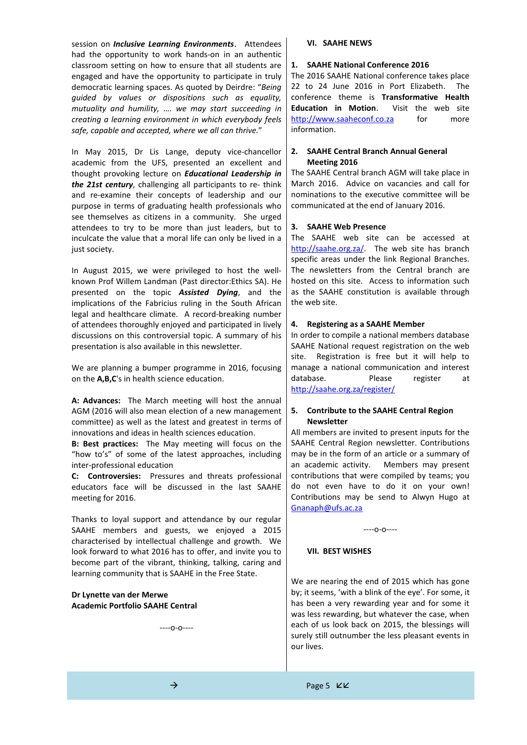session on ***Inclusive Learning Environments***. Attendees had the opportunity to work hands-on in an authentic classroom setting on how to ensure that all students are engaged and have the opportunity to participate in truly democratic learning spaces. As quoted by Deirdre: "*Being guided by values or dispositions such as equality, mutuality and humility, …. we may start succeeding in creating a learning environment in which everybody feels safe, capable and accepted, where we all can thrive.*"

In May 2015, Dr Lis Lange, deputy vice-chancellor academic from the UFS, presented an excellent and thought provoking lecture on ***Educational Leadership in the 21st century***, challenging all participants to re- think and re-examine their concepts of leadership and our purpose in terms of graduating health professionals who see themselves as citizens in a community. She urged attendees to try to be more than just leaders, but to inculcate the value that a moral life can only be lived in a just society.

In August 2015, we were privileged to host the well-known Prof Willem Landman (Past director:Ethics SA). He presented on the topic ***Assisted Dying***, and the implications of the Fabricius ruling in the South African legal and healthcare climate. A record-breaking number of attendees thoroughly enjoyed and participated in lively discussions on this controversial topic. A summary of his presentation is also available in this newsletter.

We are planning a bumper programme in 2016, focusing on the **A,B,C**'s in health science education.

**A: Advances:** The March meeting will host the annual AGM (2016 will also mean election of a new management committee) as well as the latest and greatest in terms of innovations and ideas in health sciences education.
**B: Best practices:** The May meeting will focus on the "how to's" of some of the latest approaches, including inter-professional education
**C: Controversies:** Pressures and threats professional educators face will be discussed in the last SAAHE meeting for 2016.

Thanks to loyal support and attendance by our regular SAAHE members and guests, we enjoyed a 2015 characterised by intellectual challenge and growth. We look forward to what 2016 has to offer, and invite you to become part of the vibrant, thinking, talking, caring and learning community that is SAAHE in the Free State.

**Dr Lynette van der Merwe**
**Academic Portfolio SAAHE Central**

----o-o----

## VI. SAAHE NEWS

### 1. SAAHE National Conference 2016

The 2016 SAAHE National conference takes place 22 to 24 June 2016 in Port Elizabeth. The conference theme is **Transformative Health Education in Motion**. Visit the web site http://www.saaheconf.co.za for more information.

### 2. SAAHE Central Branch Annual General Meeting 2016

The SAAHE Central branch AGM will take place in March 2016. Advice on vacancies and call for nominations to the executive committee will be communicated at the end of January 2016.

### 3. SAAHE Web Presence

The SAAHE web site can be accessed at http://saahe.org.za/. The web site has branch specific areas under the link Regional Branches. The newsletters from the Central branch are hosted on this site. Access to information such as the SAAHE constitution is available through the web site.

### 4. Registering as a SAAHE Member

In order to compile a national members database SAAHE National request registration on the web site. Registration is free but it will help to manage a national communication and interest database. Please register at http://saahe.org.za/register/

### 5. Contribute to the SAAHE Central Region Newsletter

All members are invited to present inputs for the SAAHE Central Region newsletter. Contributions may be in the form of an article or a summary of an academic activity. Members may present contributions that were compiled by teams; you do not even have to do it on your own! Contributions may be send to Alwyn Hugo at Gnanaph@ufs.ac.za

----o-o----

## VII. BEST WISHES

We are nearing the end of 2015 which has gone by; it seems, 'with a blink of the eye'. For some, it has been a very rewarding year and for some it was less rewarding, but whatever the case, when each of us look back on 2015, the blessings will surely still outnumber the less pleasant events in our lives.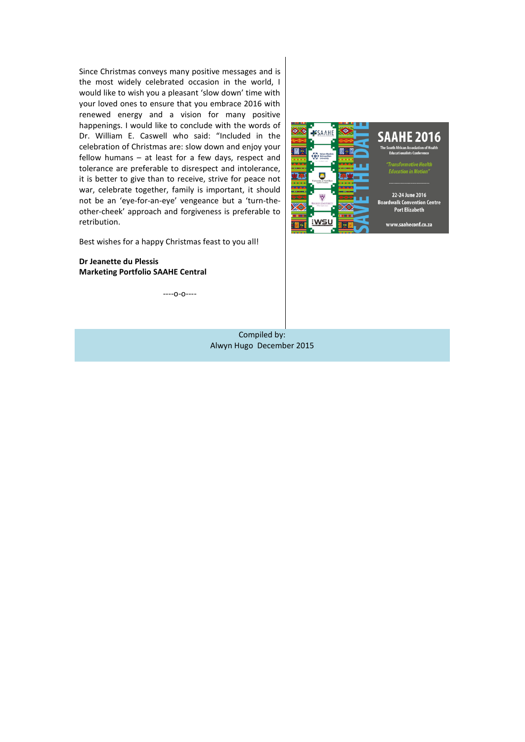Since Christmas conveys many positive messages and is the most widely celebrated occasion in the world, I would like to wish you a pleasant 'slow down' time with your loved ones to ensure that you embrace 2016 with renewed energy and a vision for many positive happenings. I would like to conclude with the words of Dr. William E. Caswell who said: "Included in the celebration of Christmas are: slow down and enjoy your fellow humans – at least for a few days, respect and tolerance are preferable to disrespect and intolerance, it is better to give than to receive, strive for peace not war, celebrate together, family is important, it should not be an 'eye-for-an-eye' vengeance but a 'turn-the-other-cheek' approach and forgiveness is preferable to retribution.

Best wishes for a happy Christmas feast to you all!

**Dr Jeanette du Plessis**
**Marketing Portfolio SAAHE Central**

----o-o----

SAVE THE DATE

SAAHE 2016

The South African Association of Health Educationalists Conference

*"Transformative Health Education in Motion"*

22-24 June 2016
Boardwalk Convention Centre
Port Elizabeth

www.saaheconf.co.za

Compiled by:
Alwyn Hugo December 2015